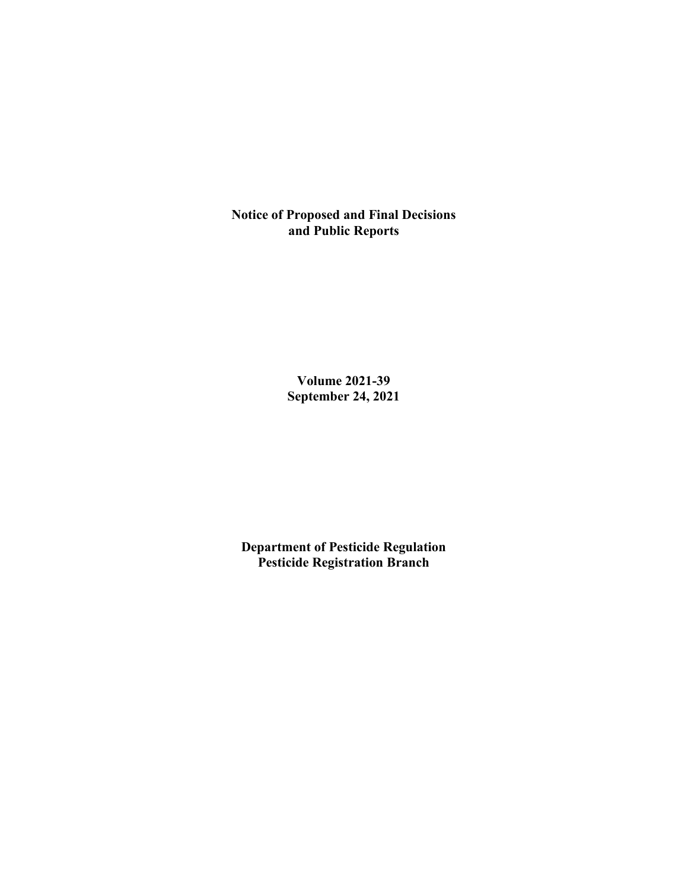# Notice of Proposed and Final Decisions and Public Reports

**Volume 2021-39**
**September 24, 2021**

**Department of Pesticide Regulation**
**Pesticide Registration Branch**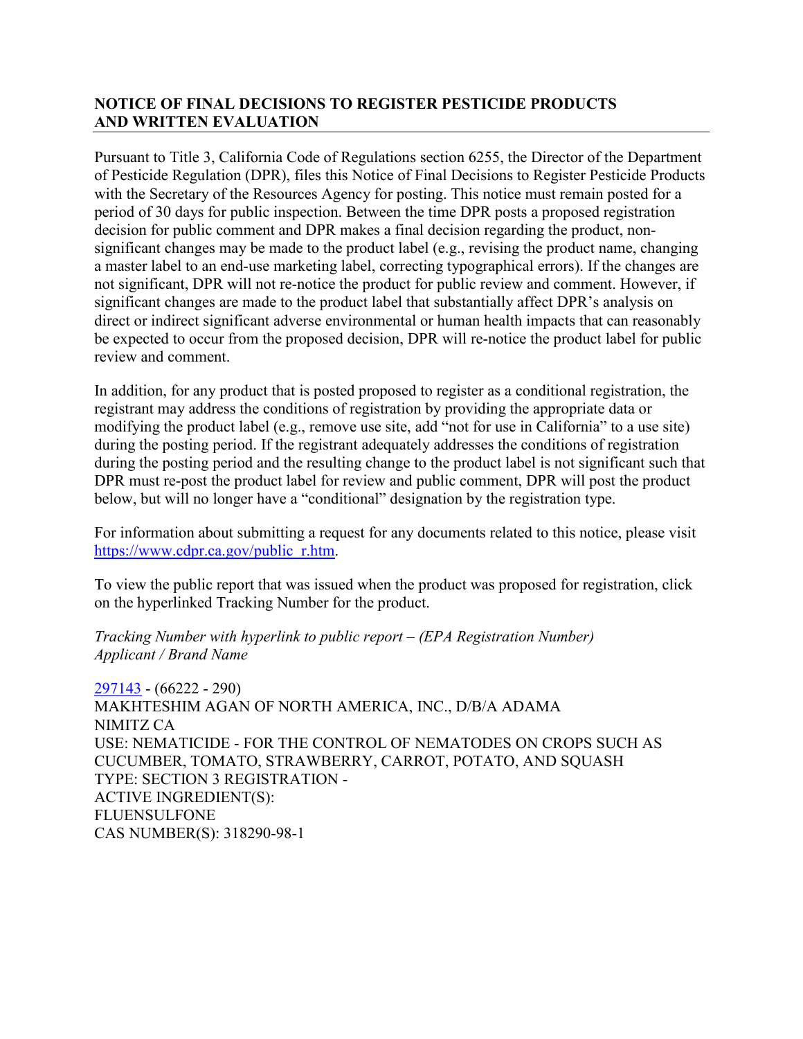**NOTICE OF FINAL DECISIONS TO REGISTER PESTICIDE PRODUCTS AND WRITTEN EVALUATION**

Pursuant to Title 3, California Code of Regulations section 6255, the Director of the Department of Pesticide Regulation (DPR), files this Notice of Final Decisions to Register Pesticide Products with the Secretary of the Resources Agency for posting. This notice must remain posted for a period of 30 days for public inspection. Between the time DPR posts a proposed registration decision for public comment and DPR makes a final decision regarding the product, non-significant changes may be made to the product label (e.g., revising the product name, changing a master label to an end-use marketing label, correcting typographical errors). If the changes are not significant, DPR will not re-notice the product for public review and comment. However, if significant changes are made to the product label that substantially affect DPR's analysis on direct or indirect significant adverse environmental or human health impacts that can reasonably be expected to occur from the proposed decision, DPR will re-notice the product label for public review and comment.

In addition, for any product that is posted proposed to register as a conditional registration, the registrant may address the conditions of registration by providing the appropriate data or modifying the product label (e.g., remove use site, add "not for use in California" to a use site) during the posting period. If the registrant adequately addresses the conditions of registration during the posting period and the resulting change to the product label is not significant such that DPR must re-post the product label for review and public comment, DPR will post the product below, but will no longer have a "conditional" designation by the registration type.

For information about submitting a request for any documents related to this notice, please visit https://www.cdpr.ca.gov/public_r.htm.

To view the public report that was issued when the product was proposed for registration, click on the hyperlinked Tracking Number for the product.

*Tracking Number with hyperlink to public report – (EPA Registration Number)*
*Applicant / Brand Name*

297143 - (66222 - 290)
MAKHTESHIM AGAN OF NORTH AMERICA, INC., D/B/A ADAMA
NIMITZ CA
USE: NEMATICIDE - FOR THE CONTROL OF NEMATODES ON CROPS SUCH AS CUCUMBER, TOMATO, STRAWBERRY, CARROT, POTATO, AND SQUASH
TYPE: SECTION 3 REGISTRATION -
ACTIVE INGREDIENT(S):
FLUENSULFONE
CAS NUMBER(S): 318290-98-1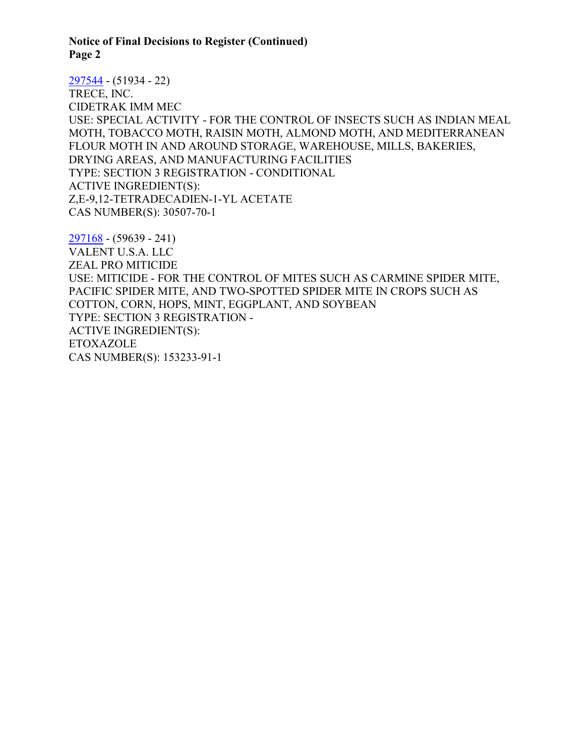**Notice of Final Decisions to Register (Continued)**
**Page 2**

297544 - (51934 - 22)
TRECE, INC.
CIDETRAK IMM MEC
USE: SPECIAL ACTIVITY - FOR THE CONTROL OF INSECTS SUCH AS INDIAN MEAL MOTH, TOBACCO MOTH, RAISIN MOTH, ALMOND MOTH, AND MEDITERRANEAN FLOUR MOTH IN AND AROUND STORAGE, WAREHOUSE, MILLS, BAKERIES, DRYING AREAS, AND MANUFACTURING FACILITIES
TYPE: SECTION 3 REGISTRATION - CONDITIONAL
ACTIVE INGREDIENT(S):
Z,E-9,12-TETRADECADIEN-1-YL ACETATE
CAS NUMBER(S): 30507-70-1

297168 - (59639 - 241)
VALENT U.S.A. LLC
ZEAL PRO MITICIDE
USE: MITICIDE - FOR THE CONTROL OF MITES SUCH AS CARMINE SPIDER MITE, PACIFIC SPIDER MITE, AND TWO-SPOTTED SPIDER MITE IN CROPS SUCH AS COTTON, CORN, HOPS, MINT, EGGPLANT, AND SOYBEAN
TYPE: SECTION 3 REGISTRATION -
ACTIVE INGREDIENT(S):
ETOXAZOLE
CAS NUMBER(S): 153233-91-1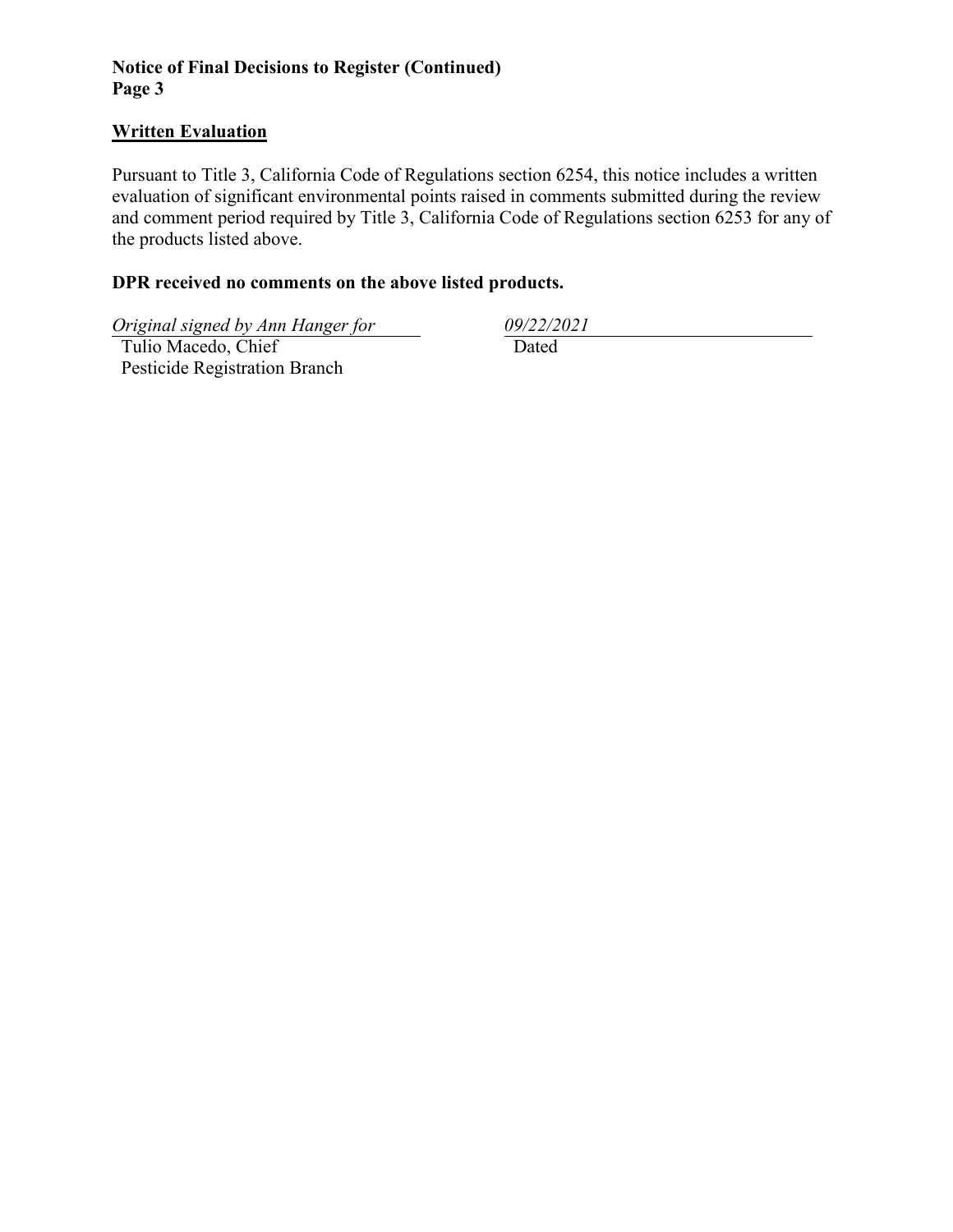**Notice of Final Decisions to Register (Continued)**
**Page 3**

## Written Evaluation

Pursuant to Title 3, California Code of Regulations section 6254, this notice includes a written evaluation of significant environmental points raised in comments submitted during the review and comment period required by Title 3, California Code of Regulations section 6253 for any of the products listed above.

**DPR received no comments on the above listed products.**

*Original signed by Ann Hanger for*
Tulio Macedo, Chief
Pesticide Registration Branch

*09/22/2021*
Dated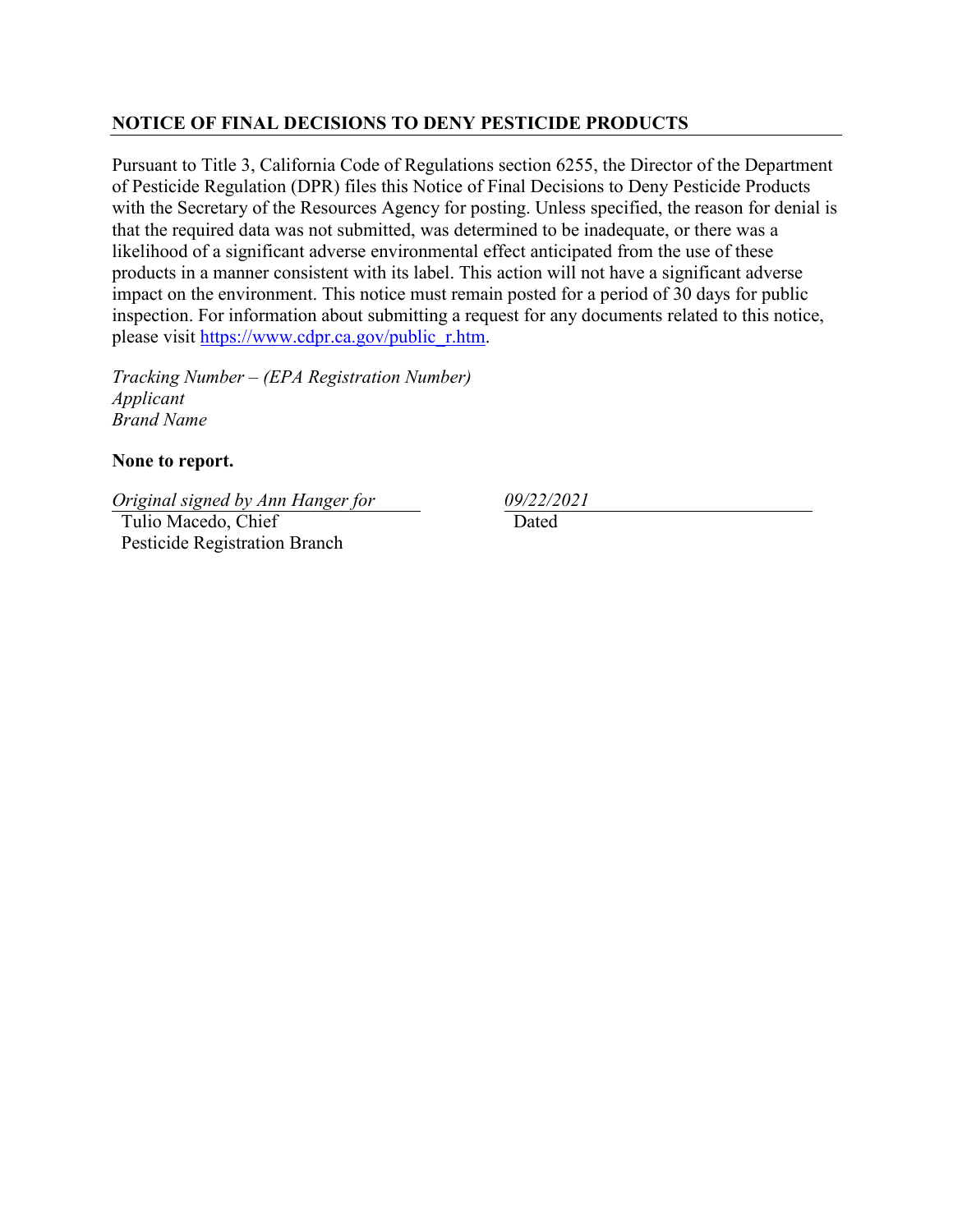## NOTICE OF FINAL DECISIONS TO DENY PESTICIDE PRODUCTS

Pursuant to Title 3, California Code of Regulations section 6255, the Director of the Department of Pesticide Regulation (DPR) files this Notice of Final Decisions to Deny Pesticide Products with the Secretary of the Resources Agency for posting. Unless specified, the reason for denial is that the required data was not submitted, was determined to be inadequate, or there was a likelihood of a significant adverse environmental effect anticipated from the use of these products in a manner consistent with its label. This action will not have a significant adverse impact on the environment. This notice must remain posted for a period of 30 days for public inspection. For information about submitting a request for any documents related to this notice, please visit https://www.cdpr.ca.gov/public_r.htm.

*Tracking Number – (EPA Registration Number)*
*Applicant*
*Brand Name*

**None to report.**

*Original signed by Ann Hanger for*
Tulio Macedo, Chief
Pesticide Registration Branch

*09/22/2021*
Dated